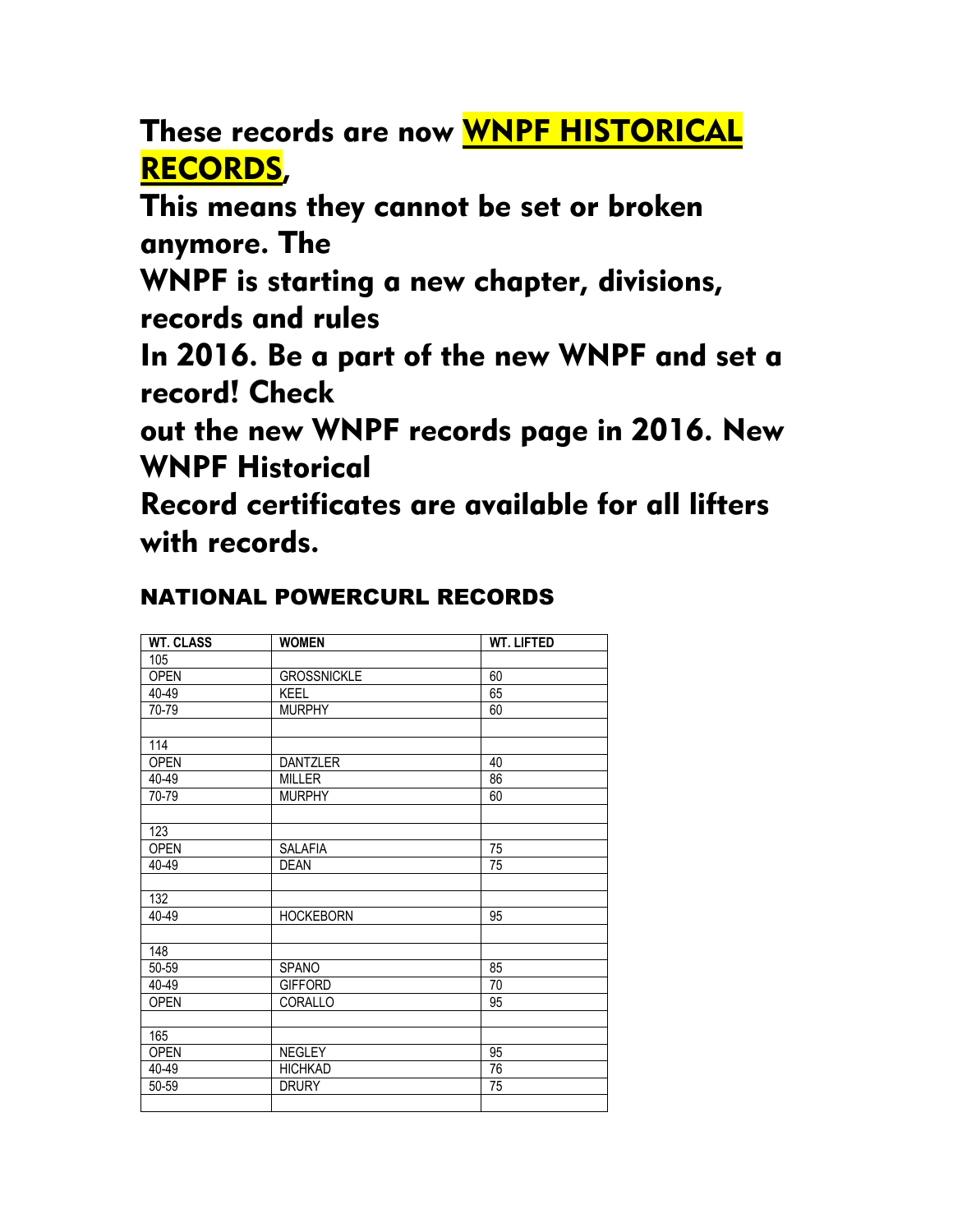**These records are now <u>WNPF HISTORICAL RECORDS</u>,**
**This means they cannot be set or broken anymore. The**
**WNPF is starting a new chapter, divisions, records and rules**
**In 2016. Be a part of the new WNPF and set a record! Check**
**out the new WNPF records page in 2016. New WNPF Historical**
**Record certificates are available for all lifters with records.**

## NATIONAL POWERCURL RECORDS

| WT. CLASS | WOMEN | WT. LIFTED |
|---|---|---|
| 105 | | |
| OPEN | GROSSNICKLE | 60 |
| 40-49 | KEEL | 65 |
| 70-79 | MURPHY | 60 |
| | | |
| 114 | | |
| OPEN | DANTZLER | 40 |
| 40-49 | MILLER | 86 |
| 70-79 | MURPHY | 60 |
| | | |
| 123 | | |
| OPEN | SALAFIA | 75 |
| 40-49 | DEAN | 75 |
| | | |
| 132 | | |
| 40-49 | HOCKEBORN | 95 |
| | | |
| 148 | | |
| 50-59 | SPANO | 85 |
| 40-49 | GIFFORD | 70 |
| OPEN | CORALLO | 95 |
| | | |
| 165 | | |
| OPEN | NEGLEY | 95 |
| 40-49 | HICHKAD | 76 |
| 50-59 | DRURY | 75 |
| | | |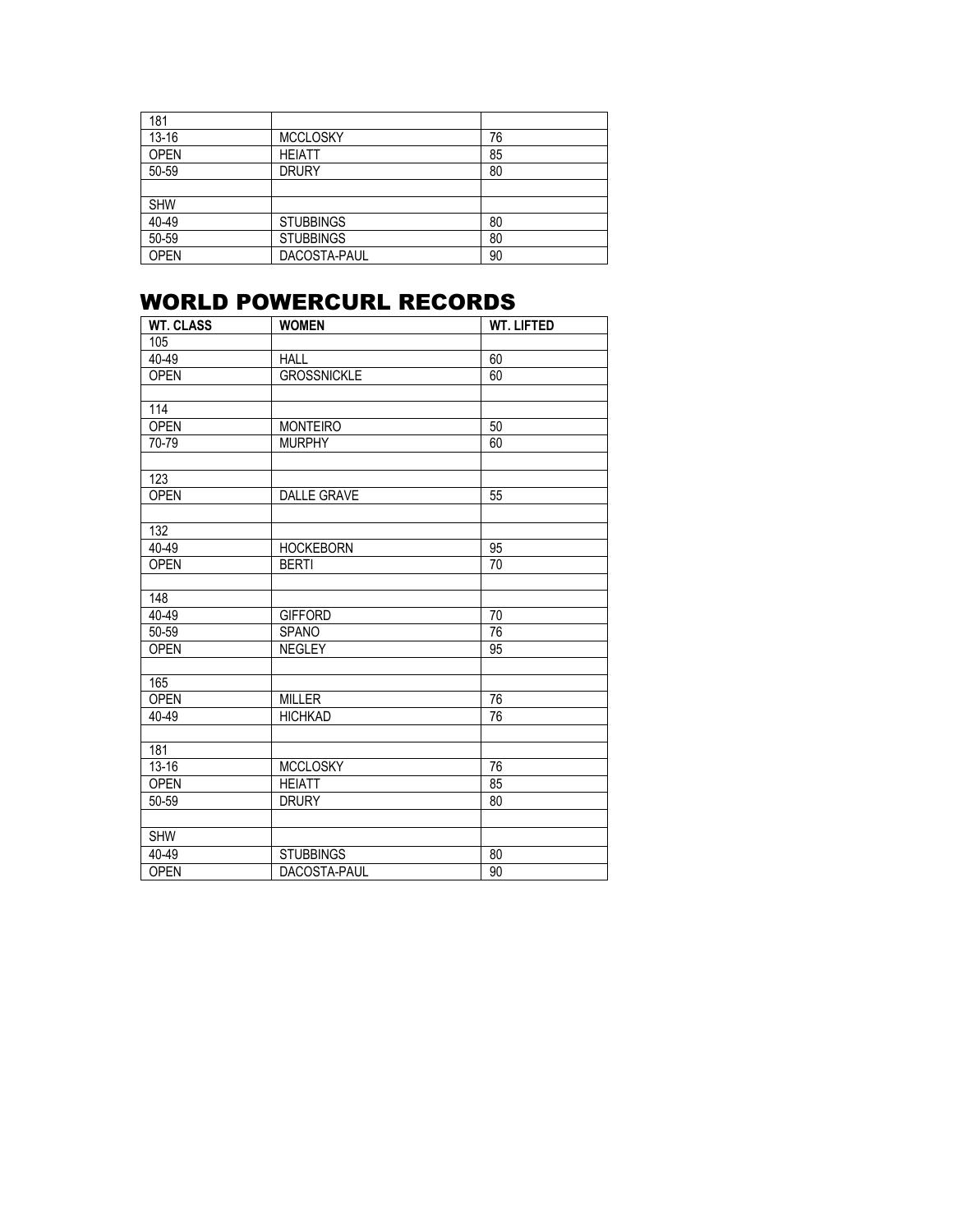| | | |
|---|---|---|
| 181 | | |
| 13-16 | MCCLOSKY | 76 |
| OPEN | HEIATT | 85 |
| 50-59 | DRURY | 80 |
| | | |
| SHW | | |
| 40-49 | STUBBINGS | 80 |
| 50-59 | STUBBINGS | 80 |
| OPEN | DACOSTA-PAUL | 90 |

## WORLD POWERCURL RECORDS

| WT. CLASS | WOMEN | WT. LIFTED |
|---|---|---|
| 105 | | |
| 40-49 | HALL | 60 |
| OPEN | GROSSNICKLE | 60 |
| | | |
| 114 | | |
| OPEN | MONTEIRO | 50 |
| 70-79 | MURPHY | 60 |
| | | |
| 123 | | |
| OPEN | DALLE GRAVE | 55 |
| | | |
| 132 | | |
| 40-49 | HOCKEBORN | 95 |
| OPEN | BERTI | 70 |
| | | |
| 148 | | |
| 40-49 | GIFFORD | 70 |
| 50-59 | SPANO | 76 |
| OPEN | NEGLEY | 95 |
| | | |
| 165 | | |
| OPEN | MILLER | 76 |
| 40-49 | HICHKAD | 76 |
| | | |
| 181 | | |
| 13-16 | MCCLOSKY | 76 |
| OPEN | HEIATT | 85 |
| 50-59 | DRURY | 80 |
| | | |
| SHW | | |
| 40-49 | STUBBINGS | 80 |
| OPEN | DACOSTA-PAUL | 90 |